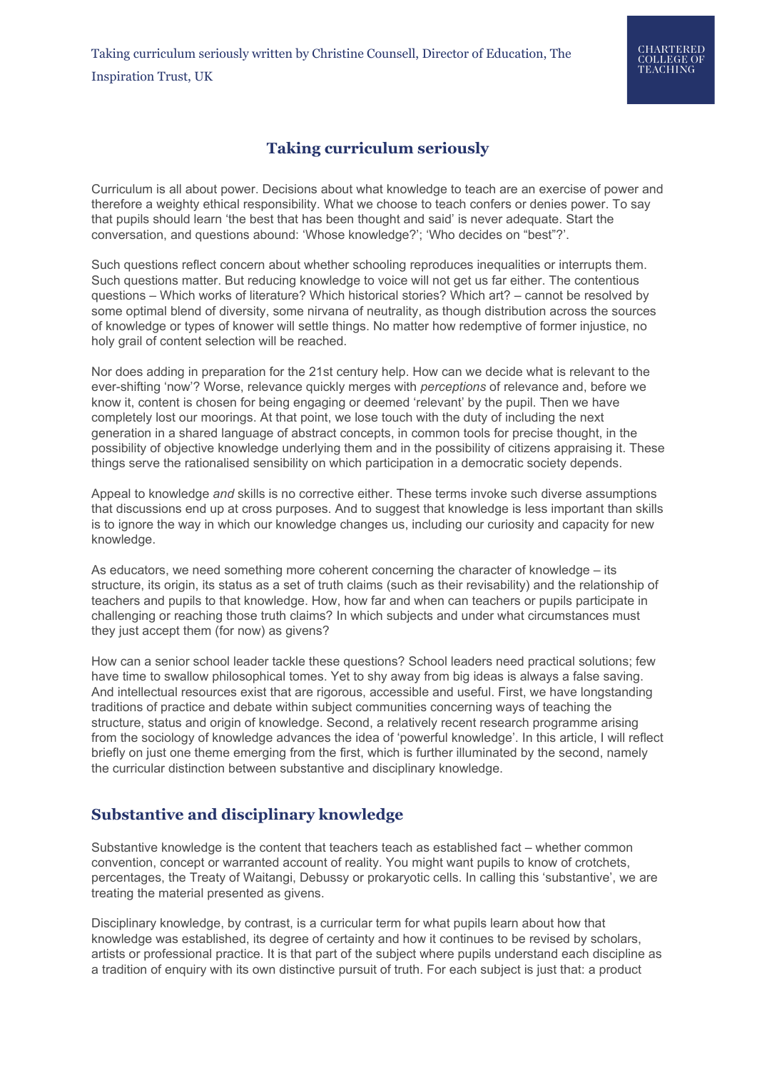Taking curriculum seriously written by Christine Counsell, Director of Education, The Inspiration Trust, UK

# Taking curriculum seriously

Curriculum is all about power. Decisions about what knowledge to teach are an exercise of power and therefore a weighty ethical responsibility. What we choose to teach confers or denies power. To say that pupils should learn 'the best that has been thought and said' is never adequate. Start the conversation, and questions abound: 'Whose knowledge?'; 'Who decides on "best"?'.

Such questions reflect concern about whether schooling reproduces inequalities or interrupts them. Such questions matter. But reducing knowledge to voice will not get us far either. The contentious questions – Which works of literature? Which historical stories? Which art? – cannot be resolved by some optimal blend of diversity, some nirvana of neutrality, as though distribution across the sources of knowledge or types of knower will settle things. No matter how redemptive of former injustice, no holy grail of content selection will be reached.

Nor does adding in preparation for the 21st century help. How can we decide what is relevant to the ever-shifting 'now'? Worse, relevance quickly merges with *perceptions* of relevance and, before we know it, content is chosen for being engaging or deemed 'relevant' by the pupil. Then we have completely lost our moorings. At that point, we lose touch with the duty of including the next generation in a shared language of abstract concepts, in common tools for precise thought, in the possibility of objective knowledge underlying them and in the possibility of citizens appraising it. These things serve the rationalised sensibility on which participation in a democratic society depends.

Appeal to knowledge *and* skills is no corrective either. These terms invoke such diverse assumptions that discussions end up at cross purposes. And to suggest that knowledge is less important than skills is to ignore the way in which our knowledge changes us, including our curiosity and capacity for new knowledge.

As educators, we need something more coherent concerning the character of knowledge – its structure, its origin, its status as a set of truth claims (such as their revisability) and the relationship of teachers and pupils to that knowledge. How, how far and when can teachers or pupils participate in challenging or reaching those truth claims? In which subjects and under what circumstances must they just accept them (for now) as givens?

How can a senior school leader tackle these questions? School leaders need practical solutions; few have time to swallow philosophical tomes. Yet to shy away from big ideas is always a false saving. And intellectual resources exist that are rigorous, accessible and useful. First, we have longstanding traditions of practice and debate within subject communities concerning ways of teaching the structure, status and origin of knowledge. Second, a relatively recent research programme arising from the sociology of knowledge advances the idea of 'powerful knowledge'. In this article, I will reflect briefly on just one theme emerging from the first, which is further illuminated by the second, namely the curricular distinction between substantive and disciplinary knowledge.

## Substantive and disciplinary knowledge

Substantive knowledge is the content that teachers teach as established fact – whether common convention, concept or warranted account of reality. You might want pupils to know of crotchets, percentages, the Treaty of Waitangi, Debussy or prokaryotic cells. In calling this 'substantive', we are treating the material presented as givens.

Disciplinary knowledge, by contrast, is a curricular term for what pupils learn about how that knowledge was established, its degree of certainty and how it continues to be revised by scholars, artists or professional practice. It is that part of the subject where pupils understand each discipline as a tradition of enquiry with its own distinctive pursuit of truth. For each subject is just that: a product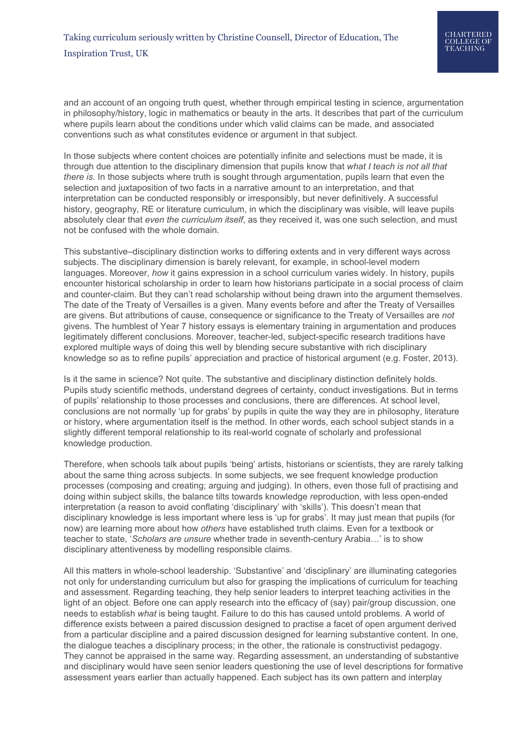and an account of an ongoing truth quest, whether through empirical testing in science, argumentation in philosophy/history, logic in mathematics or beauty in the arts. It describes that part of the curriculum where pupils learn about the conditions under which valid claims can be made, and associated conventions such as what constitutes evidence or argument in that subject.

In those subjects where content choices are potentially infinite and selections must be made, it is through due attention to the disciplinary dimension that pupils know that *what I teach is not all that there is.* In those subjects where truth is sought through argumentation, pupils learn that even the selection and juxtaposition of two facts in a narrative amount to an interpretation, and that interpretation can be conducted responsibly or irresponsibly, but never definitively. A successful history, geography, RE or literature curriculum, in which the disciplinary was visible, will leave pupils absolutely clear that *even the curriculum itself*, as they received it, was one such selection, and must not be confused with the whole domain.

This substantive–disciplinary distinction works to differing extents and in very different ways across subjects. The disciplinary dimension is barely relevant, for example, in school-level modern languages. Moreover, *how* it gains expression in a school curriculum varies widely. In history, pupils encounter historical scholarship in order to learn how historians participate in a social process of claim and counter-claim. But they can't read scholarship without being drawn into the argument themselves. The date of the Treaty of Versailles is a given. Many events before and after the Treaty of Versailles are givens. But attributions of cause, consequence or significance to the Treaty of Versailles are *not* givens. The humblest of Year 7 history essays is elementary training in argumentation and produces legitimately different conclusions. Moreover, teacher-led, subject-specific research traditions have explored multiple ways of doing this well by blending secure substantive with rich disciplinary knowledge so as to refine pupils' appreciation and practice of historical argument (e.g. Foster, 2013).

Is it the same in science? Not quite. The substantive and disciplinary distinction definitely holds. Pupils study scientific methods, understand degrees of certainty, conduct investigations. But in terms of pupils' relationship to those processes and conclusions, there are differences. At school level, conclusions are not normally 'up for grabs' by pupils in quite the way they are in philosophy, literature or history, where argumentation itself is the method. In other words, each school subject stands in a slightly different temporal relationship to its real-world cognate of scholarly and professional knowledge production.

Therefore, when schools talk about pupils 'being' artists, historians or scientists, they are rarely talking about the same thing across subjects. In some subjects, we see frequent knowledge production processes (composing and creating; arguing and judging). In others, even those full of practising and doing within subject skills, the balance tilts towards knowledge *re*production, with less open-ended interpretation (a reason to avoid conflating 'disciplinary' with 'skills'). This doesn't mean that disciplinary knowledge is less important where less is 'up for grabs'. It may just mean that pupils (for now) are learning more about how *others* have established truth claims. Even for a textbook or teacher to state, '*Scholars are unsure* whether trade in seventh-century Arabia…' is to show disciplinary attentiveness by modelling responsible claims.

All this matters in whole-school leadership. 'Substantive' and 'disciplinary' are illuminating categories not only for understanding curriculum but also for grasping the implications of curriculum for teaching and assessment. Regarding teaching, they help senior leaders to interpret teaching activities in the light of an object. Before one can apply research into the efficacy of (say) pair/group discussion, one needs to establish *what* is being taught. Failure to do this has caused untold problems. A world of difference exists between a paired discussion designed to practise a facet of open argument derived from a particular discipline and a paired discussion designed for learning substantive content. In one, the dialogue teaches a disciplinary process; in the other, the rationale is constructivist pedagogy. They cannot be appraised in the same way. Regarding assessment, an understanding of substantive and disciplinary would have seen senior leaders questioning the use of level descriptions for formative assessment years earlier than actually happened. Each subject has its own pattern and interplay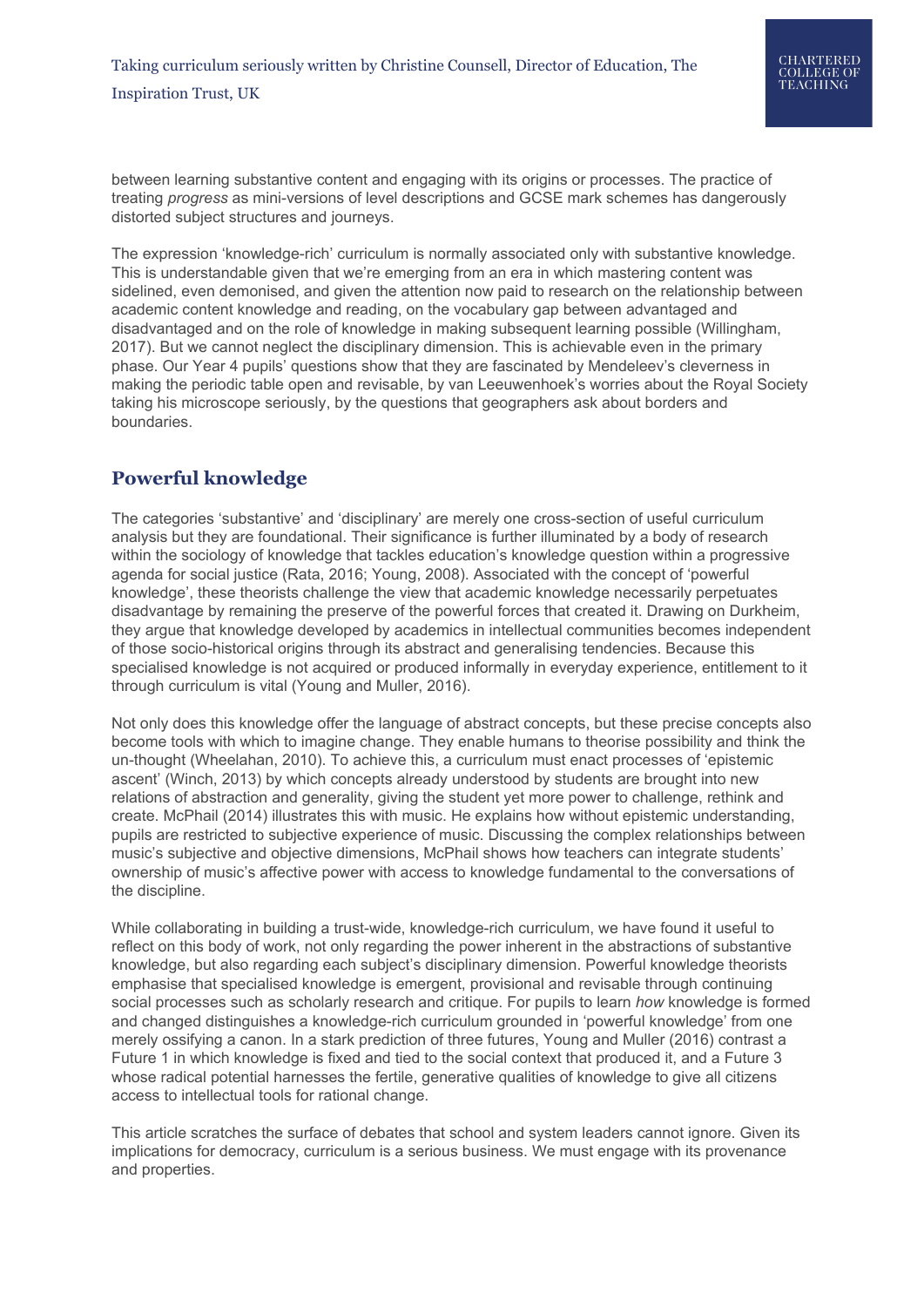between learning substantive content and engaging with its origins or processes. The practice of treating *progress* as mini-versions of level descriptions and GCSE mark schemes has dangerously distorted subject structures and journeys.

The expression 'knowledge-rich' curriculum is normally associated only with substantive knowledge. This is understandable given that we're emerging from an era in which mastering content was sidelined, even demonised, and given the attention now paid to research on the relationship between academic content knowledge and reading, on the vocabulary gap between advantaged and disadvantaged and on the role of knowledge in making subsequent learning possible (Willingham, 2017). But we cannot neglect the disciplinary dimension. This is achievable even in the primary phase. Our Year 4 pupils' questions show that they are fascinated by Mendeleev's cleverness in making the periodic table open and revisable, by van Leeuwenhoek's worries about the Royal Society taking his microscope seriously, by the questions that geographers ask about borders and boundaries.

## Powerful knowledge

The categories 'substantive' and 'disciplinary' are merely one cross-section of useful curriculum analysis but they are foundational. Their significance is further illuminated by a body of research within the sociology of knowledge that tackles education's knowledge question within a progressive agenda for social justice (Rata, 2016; Young, 2008). Associated with the concept of 'powerful knowledge', these theorists challenge the view that academic knowledge necessarily perpetuates disadvantage by remaining the preserve of the powerful forces that created it. Drawing on Durkheim, they argue that knowledge developed by academics in intellectual communities becomes independent of those socio-historical origins through its abstract and generalising tendencies. Because this specialised knowledge is not acquired or produced informally in everyday experience, entitlement to it through curriculum is vital (Young and Muller, 2016).

Not only does this knowledge offer the language of abstract concepts, but these precise concepts also become tools with which to imagine change. They enable humans to theorise possibility and think the un-thought (Wheelahan, 2010). To achieve this, a curriculum must enact processes of 'epistemic ascent' (Winch, 2013) by which concepts already understood by students are brought into new relations of abstraction and generality, giving the student yet more power to challenge, rethink and create. McPhail (2014) illustrates this with music. He explains how without epistemic understanding, pupils are restricted to subjective experience of music. Discussing the complex relationships between music's subjective and objective dimensions, McPhail shows how teachers can integrate students' ownership of music's affective power with access to knowledge fundamental to the conversations of the discipline.

While collaborating in building a trust-wide, knowledge-rich curriculum, we have found it useful to reflect on this body of work, not only regarding the power inherent in the abstractions of substantive knowledge, but also regarding each subject's disciplinary dimension. Powerful knowledge theorists emphasise that specialised knowledge is emergent, provisional and revisable through continuing social processes such as scholarly research and critique. For pupils to learn *how* knowledge is formed and changed distinguishes a knowledge-rich curriculum grounded in 'powerful knowledge' from one merely ossifying a canon. In a stark prediction of three futures, Young and Muller (2016) contrast a Future 1 in which knowledge is fixed and tied to the social context that produced it, and a Future 3 whose radical potential harnesses the fertile, generative qualities of knowledge to give all citizens access to intellectual tools for rational change.

This article scratches the surface of debates that school and system leaders cannot ignore. Given its implications for democracy, curriculum is a serious business. We must engage with its provenance and properties.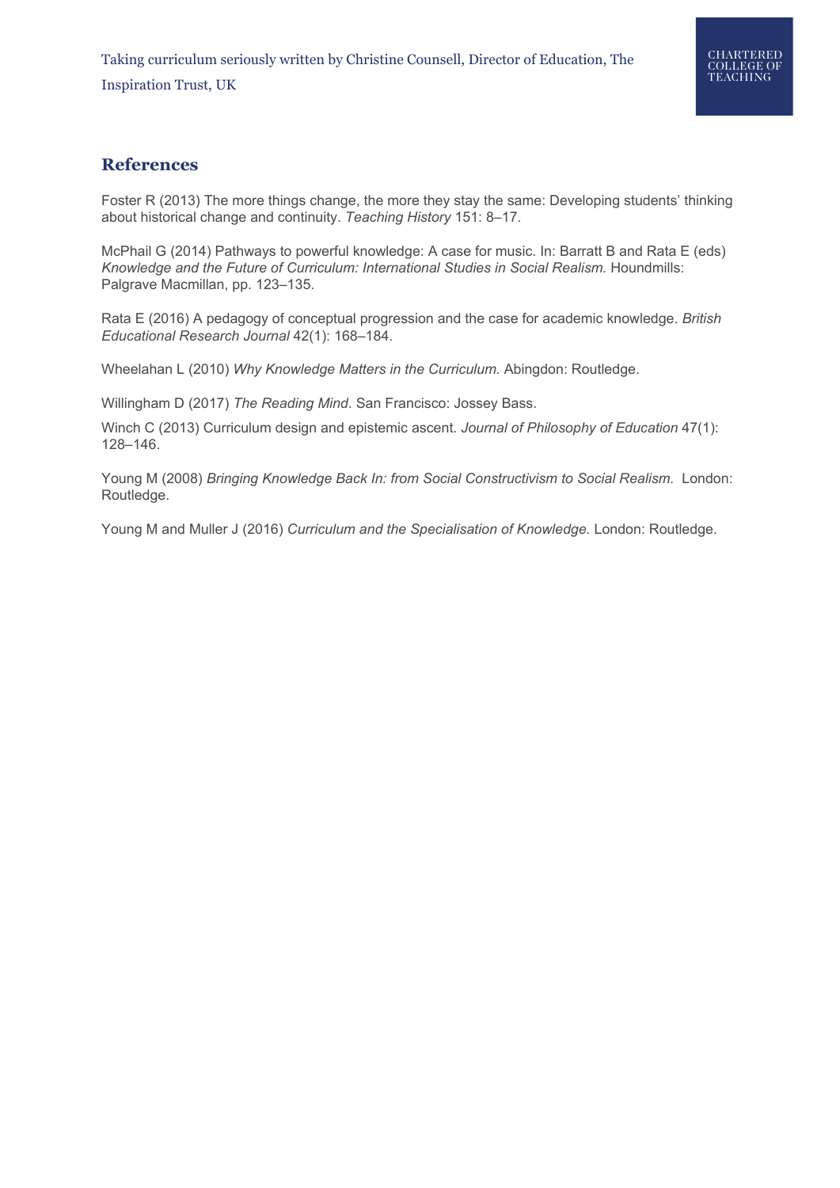## References

Foster R (2013) The more things change, the more they stay the same: Developing students' thinking about historical change and continuity. *Teaching History* 151: 8–17.

McPhail G (2014) Pathways to powerful knowledge: A case for music. In: Barratt B and Rata E (eds) *Knowledge and the Future of Curriculum: International Studies in Social Realism.* Houndmills: Palgrave Macmillan, pp. 123–135.

Rata E (2016) A pedagogy of conceptual progression and the case for academic knowledge. *British Educational Research Journal* 42(1): 168–184.

Wheelahan L (2010) *Why Knowledge Matters in the Curriculum.* Abingdon: Routledge.

Willingham D (2017) *The Reading Mind*. San Francisco: Jossey Bass.

Winch C (2013) Curriculum design and epistemic ascent. *Journal of Philosophy of Education* 47(1): 128–146.

Young M (2008) *Bringing Knowledge Back In: from Social Constructivism to Social Realism.* London: Routledge.

Young M and Muller J (2016) *Curriculum and the Specialisation of Knowledge.* London: Routledge.